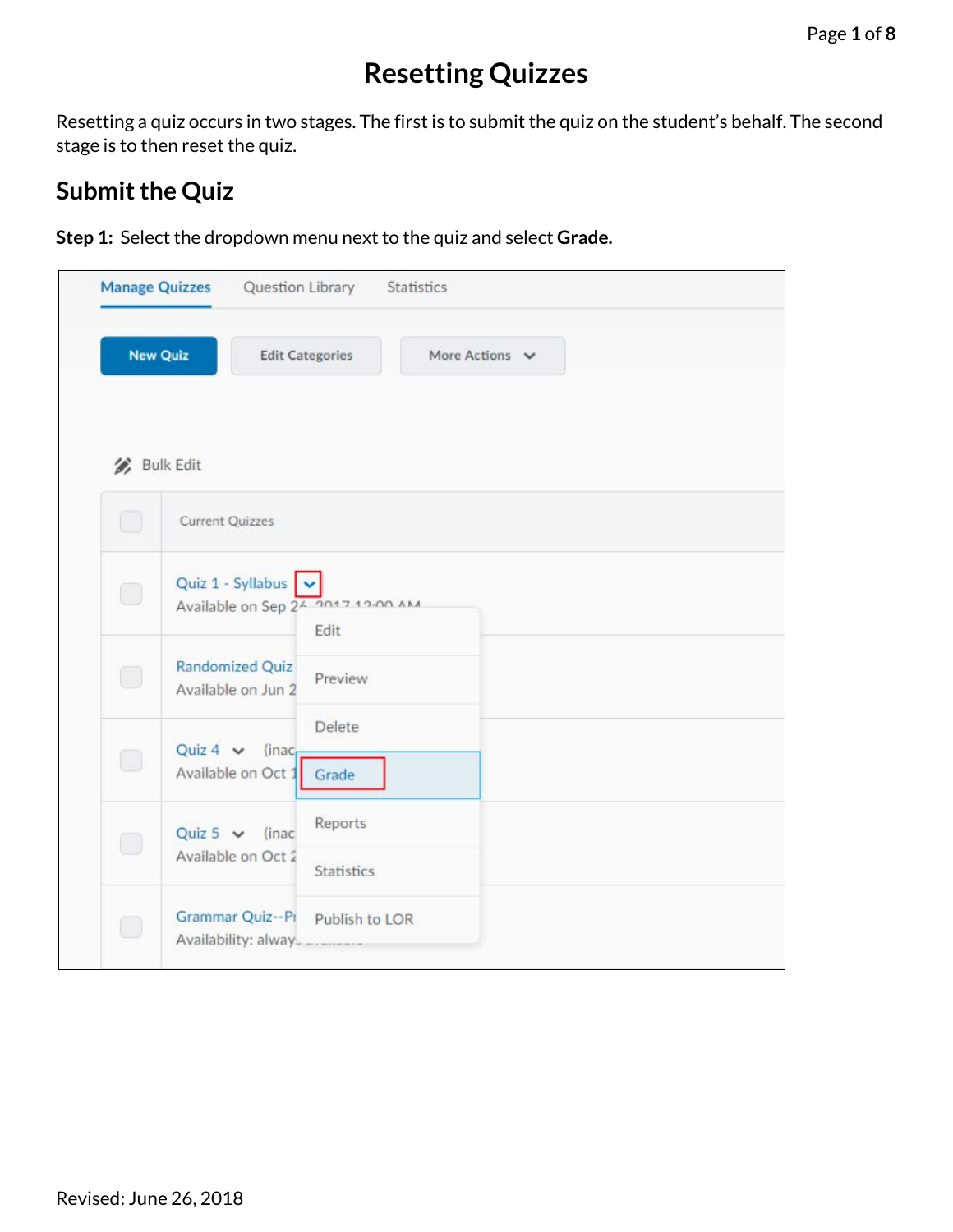# Resetting Quizzes

Resetting a quiz occurs in two stages. The first is to submit the quiz on the student's behalf. The second stage is to then reset the quiz.

## Submit the Quiz

**Step 1:** Select the dropdown menu next to the quiz and select **Grade.**

Revised: June 26, 2018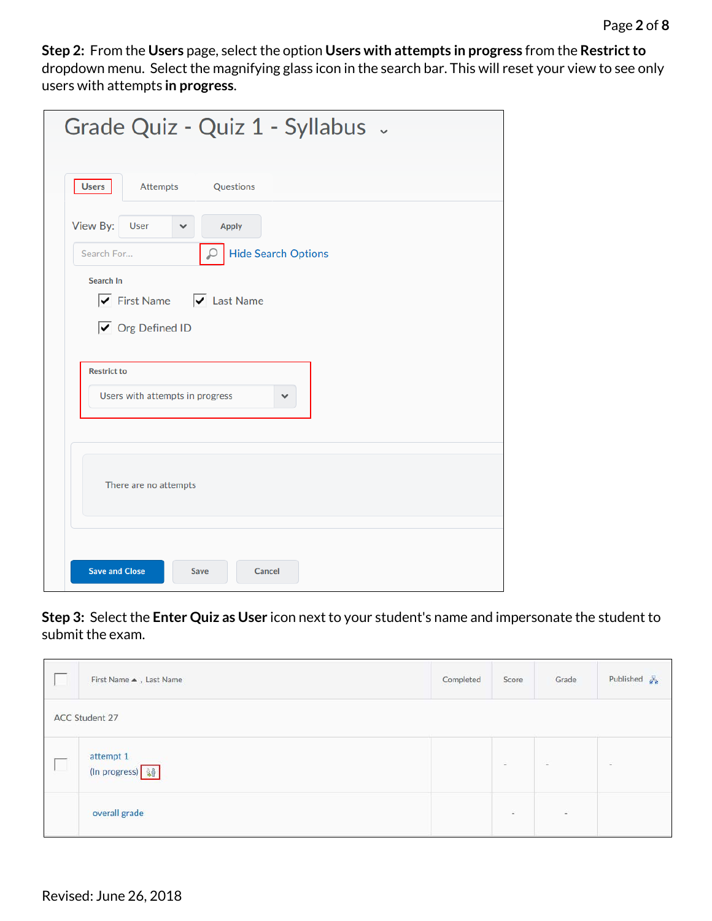**Step 2:** From the **Users** page, select the option **Users with attempts in progress** from the **Restrict to** dropdown menu. Select the magnifying glass icon in the search bar. This will reset your view to see only users with attempts **in progress**.

Grade Quiz - Quiz 1 - Syllabus

Users | Attempts | Questions

View By: User | Apply

Search For... | Hide Search Options

Search In

- [x] First Name
- [x] Last Name
- [x] Org Defined ID

Restrict to

Users with attempts in progress

There are no attempts

Save and Close | Save | Cancel

**Step 3:** Select the **Enter Quiz as User** icon next to your student's name and impersonate the student to submit the exam.

| | First Name ▲ , Last Name | Completed | Score | Grade | Published |
|---|---|---|---|---|---|
| ACC Student 27 | | | | | |
| | attempt 1 (In progress) | | - | - | - |
| | overall grade | | - | - | |

Revised: June 26, 2018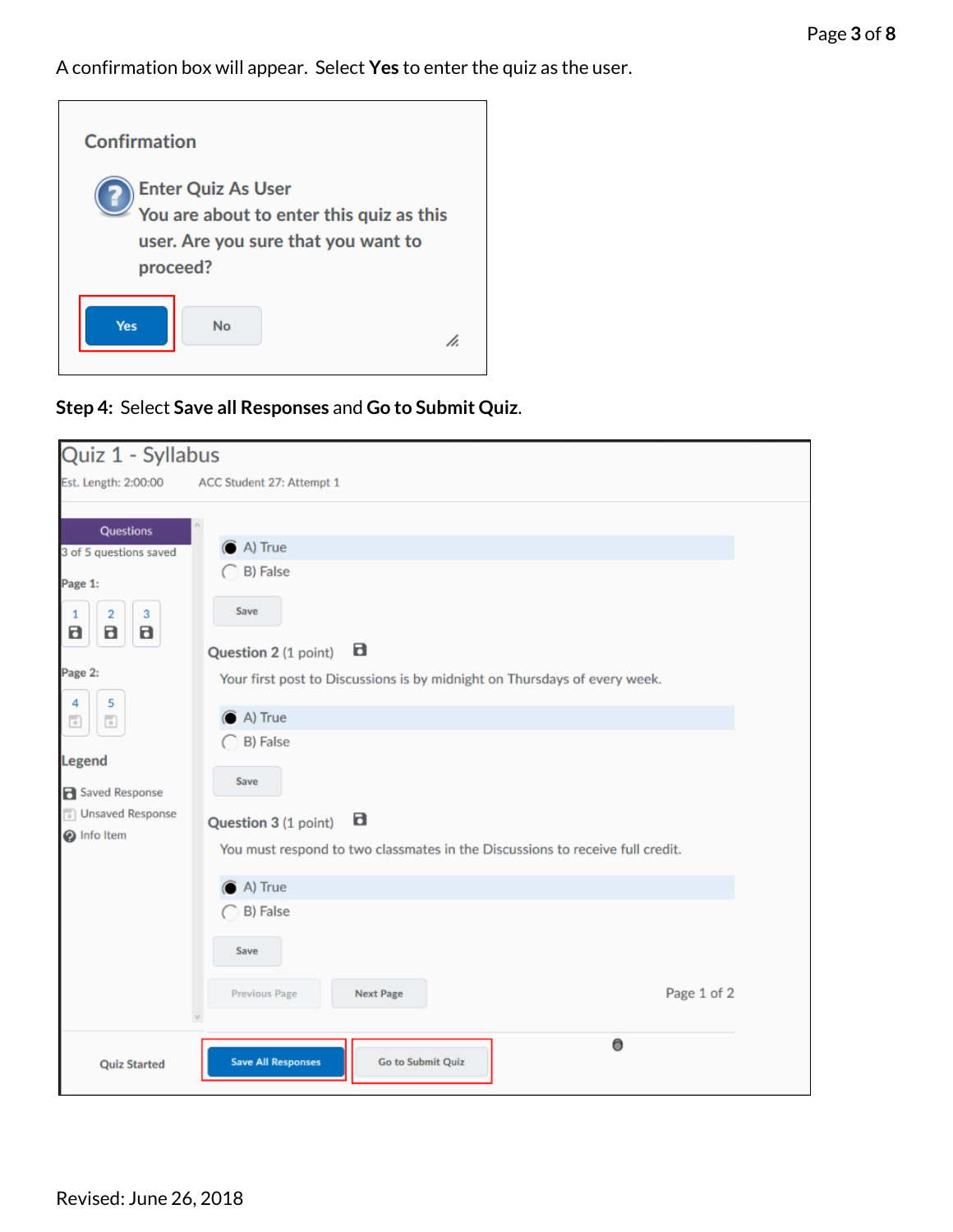A confirmation box will appear. Select **Yes** to enter the quiz as the user.

Confirmation

Enter Quiz As User
You are about to enter this quiz as this user. Are you sure that you want to proceed?

Yes No

**Step 4:** Select **Save all Responses** and **Go to Submit Quiz**.

Quiz 1 - Syllabus

Est. Length: 2:00:00 ACC Student 27: Attempt 1

Questions
3 of 5 questions saved

Page 1:
1 2 3

Page 2:
4 5

Legend
Saved Response
Unsaved Response
Info Item

A) True
B) False
Save

Question 2 (1 point)
Your first post to Discussions is by midnight on Thursdays of every week.

A) True
B) False
Save

Question 3 (1 point)
You must respond to two classmates in the Discussions to receive full credit.

A) True
B) False
Save

Previous Page Next Page Page 1 of 2

Quiz Started Save All Responses Go to Submit Quiz

Revised: June 26, 2018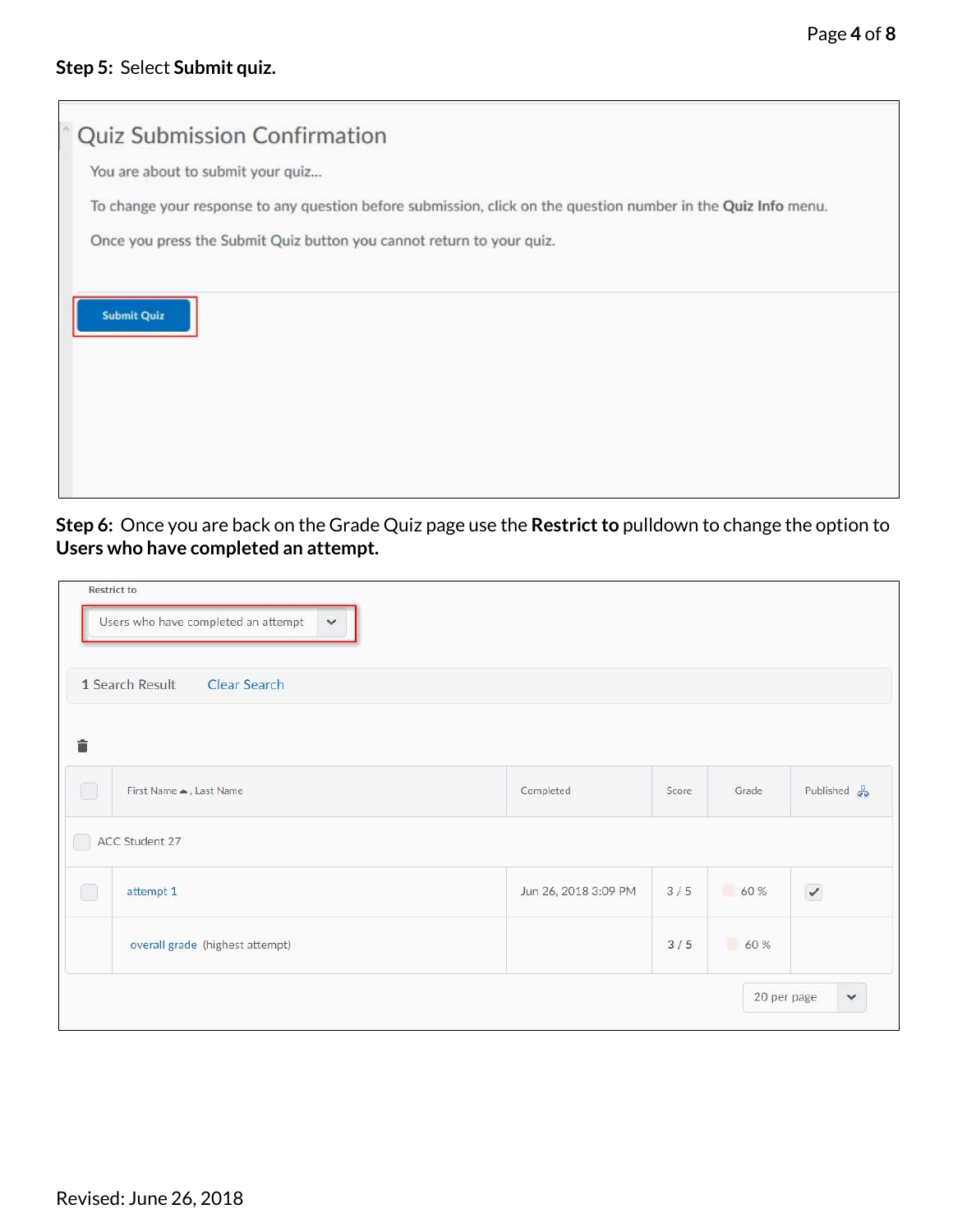**Step 5:** Select **Submit quiz.**

Quiz Submission Confirmation

You are about to submit your quiz...

To change your response to any question before submission, click on the question number in the **Quiz Info** menu.

Once you press the Submit Quiz button you cannot return to your quiz.

Submit Quiz

**Step 6:** Once you are back on the Grade Quiz page use the **Restrict to** pulldown to change the option to **Users who have completed an attempt.**

Restrict to

Users who have completed an attempt

1 Search Result Clear Search

| | First Name, Last Name | Completed | Score | Grade | Published |
|---|---|---|---|---|---|
| | ACC Student 27 | | | | |
| | attempt 1 | Jun 26, 2018 3:09 PM | 3 / 5 | 60 % | ✓ |
| | overall grade (highest attempt) | | 3 / 5 | 60 % | |

20 per page

Revised: June 26, 2018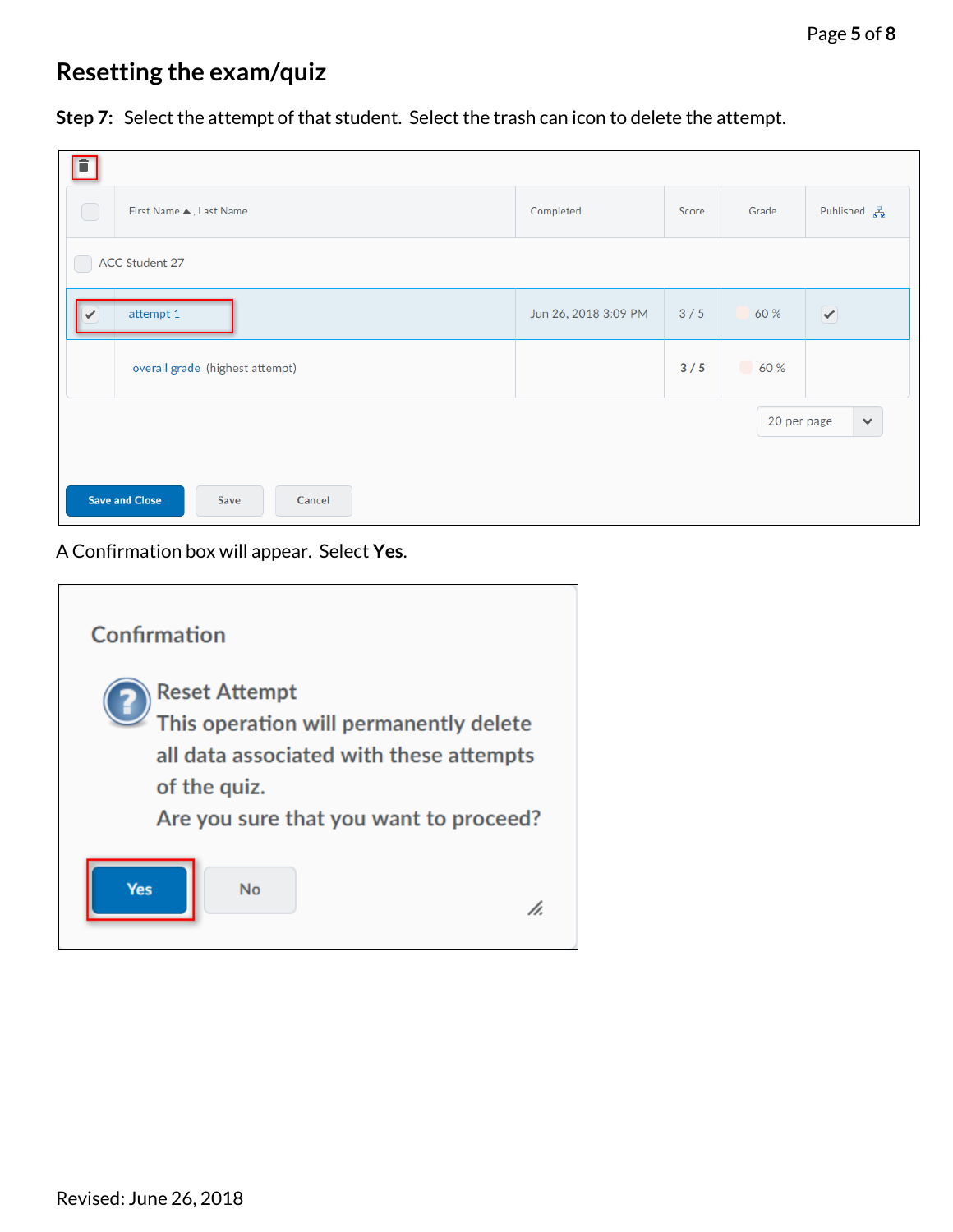# Resetting the exam/quiz

**Step 7:** Select the attempt of that student. Select the trash can icon to delete the attempt.

| | First Name ▲, Last Name | Completed | Score | Grade | Published |
|---|---|---|---|---|---|
| | ACC Student 27 | | | | |
| ✔ | attempt 1 | Jun 26, 2018 3:09 PM | 3 / 5 | 60 % | ✔ |
| | overall grade (highest attempt) | | 3 / 5 | 60 % | |

20 per page

Save and Close | Save | Cancel

A Confirmation box will appear. Select **Yes**.

**Confirmation**

Reset Attempt
This operation will permanently delete all data associated with these attempts of the quiz.
Are you sure that you want to proceed?

Yes | No

Revised: June 26, 2018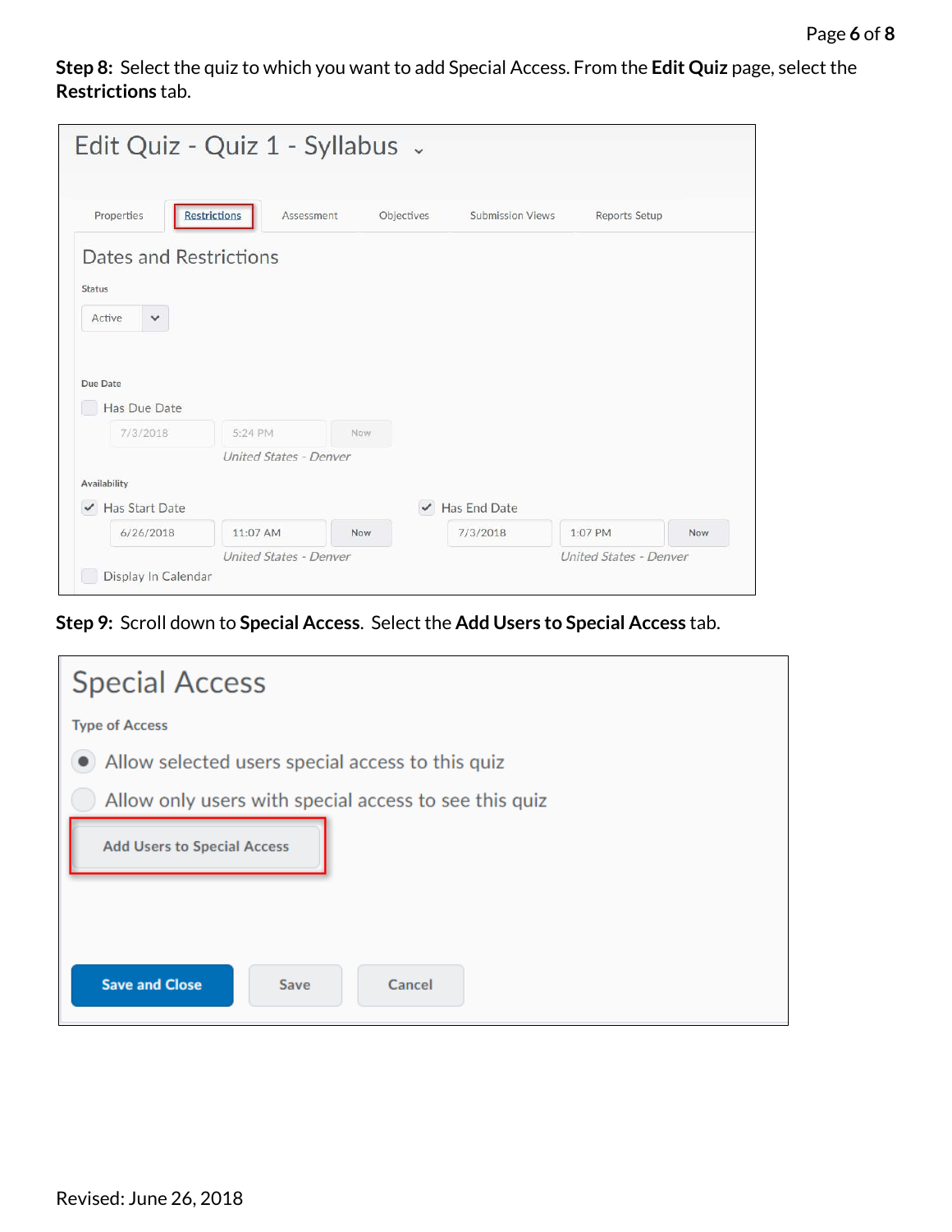**Step 8:** Select the quiz to which you want to add Special Access. From the **Edit Quiz** page, select the **Restrictions** tab.

Edit Quiz - Quiz 1 - Syllabus

Properties | Restrictions | Assessment | Objectives | Submission Views | Reports Setup

Dates and Restrictions

Status

Active

Due Date

Has Due Date

7/3/2018 5:24 PM Now

*United States - Denver*

Availability

Has Start Date

6/26/2018 11:07 AM Now

*United States - Denver*

Has End Date

7/3/2018 1:07 PM Now

*United States - Denver*

Display In Calendar

**Step 9:** Scroll down to **Special Access**. Select the **Add Users to Special Access** tab.

Special Access

Type of Access

Allow selected users special access to this quiz

Allow only users with special access to see this quiz

Add Users to Special Access

Save and Close | Save | Cancel

Revised: June 26, 2018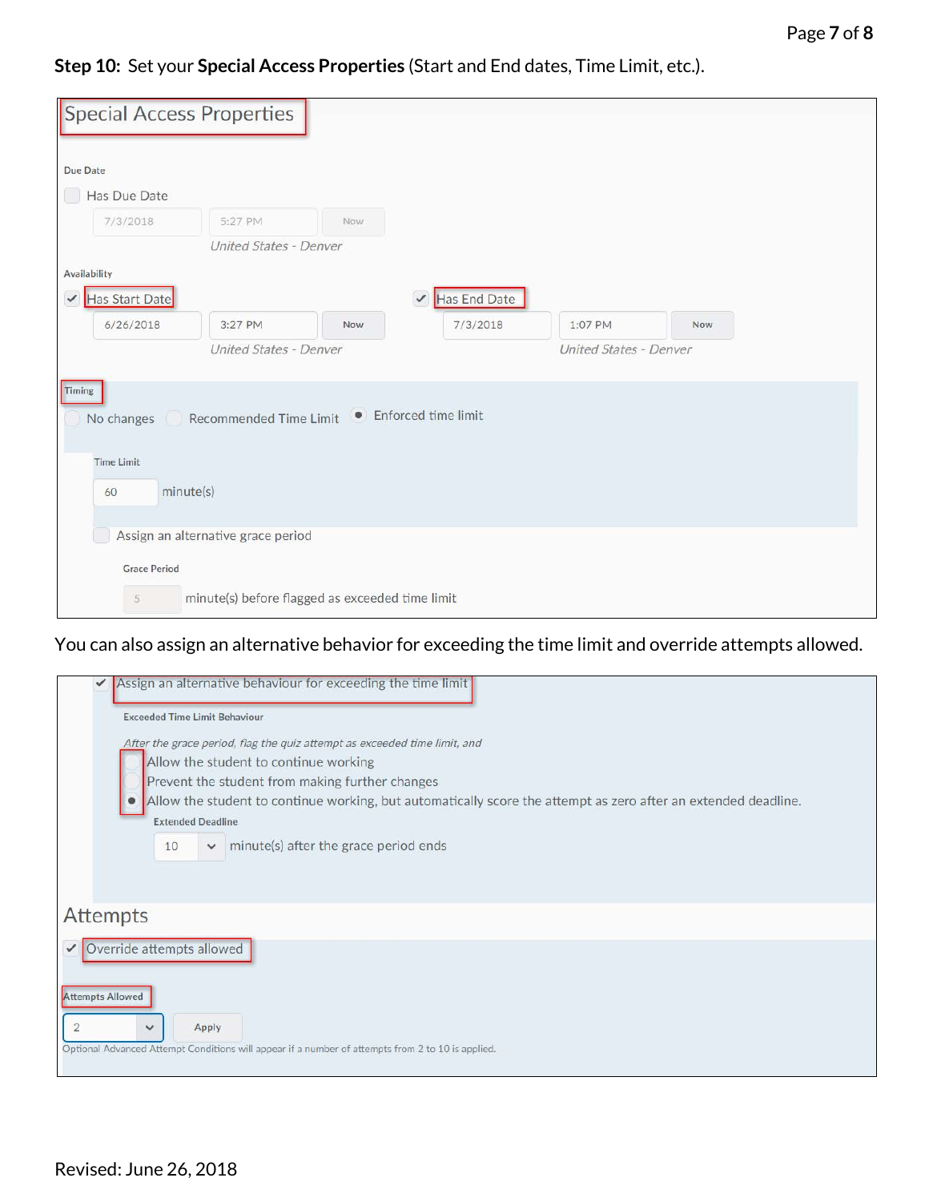**Step 10:** Set your **Special Access Properties** (Start and End dates, Time Limit, etc.).

Special Access Properties

Due Date

☐ Has Due Date

7/3/2018 | 5:27 PM | Now

*United States - Denver*

Availability

☑ Has Start Date

6/26/2018 | 3:27 PM | Now

*United States - Denver*

☑ Has End Date

7/3/2018 | 1:07 PM | Now

*United States - Denver*

Timing

○ No changes ○ Recommended Time Limit ● Enforced time limit

Time Limit

60 minute(s)

☐ Assign an alternative grace period

Grace Period

5 minute(s) before flagged as exceeded time limit

You can also assign an alternative behavior for exceeding the time limit and override attempts allowed.

☑ Assign an alternative behaviour for exceeding the time limit

Exceeded Time Limit Behaviour

*After the grace period, flag the quiz attempt as exceeded time limit, and*

○ Allow the student to continue working

○ Prevent the student from making further changes

● Allow the student to continue working, but automatically score the attempt as zero after an extended deadline.

Extended Deadline

10 minute(s) after the grace period ends

Attempts

☑ Override attempts allowed

Attempts Allowed

2 | Apply

Optional Advanced Attempt Conditions will appear if a number of attempts from 2 to 10 is applied.

Revised: June 26, 2018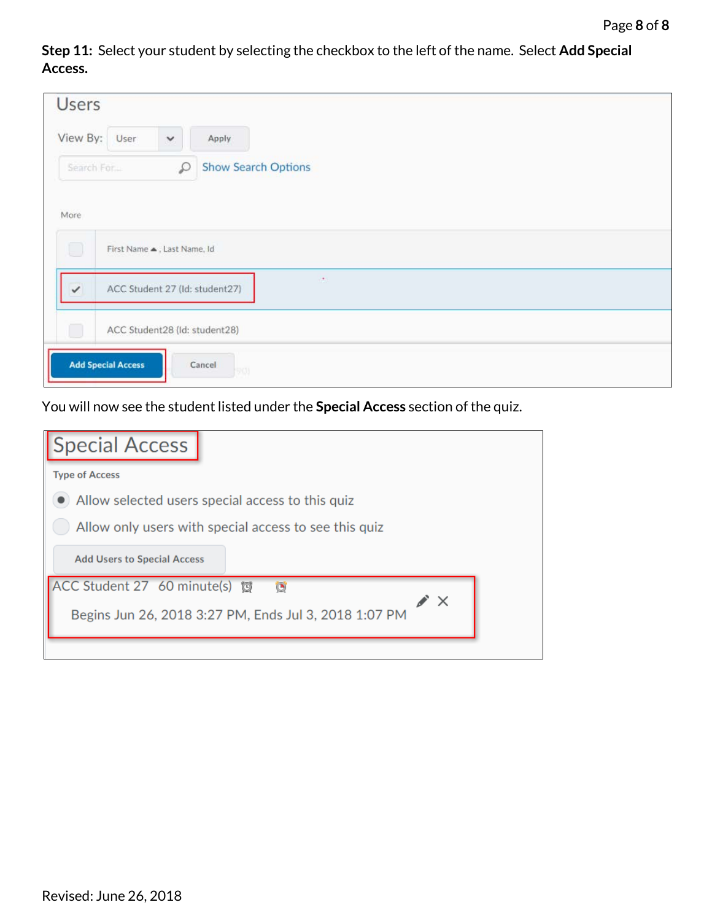**Step 11:** Select your student by selecting the checkbox to the left of the name. Select **Add Special Access.**

You will now see the student listed under the **Special Access** section of the quiz.

Revised: June 26, 2018